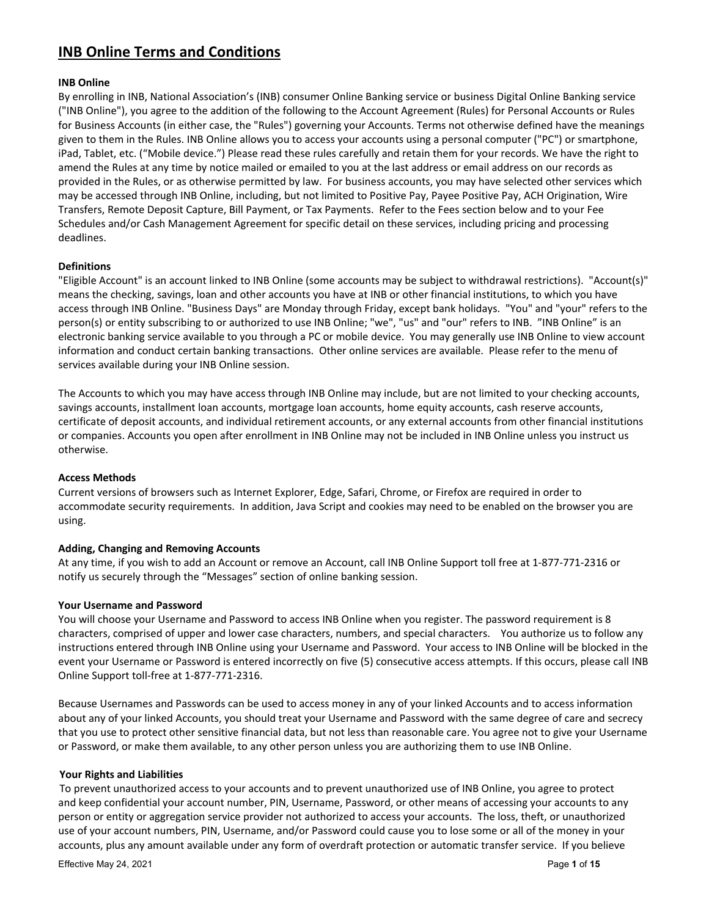# INB Online Terms and Conditions

**INB Online**

By enrolling in INB, National Association's (INB) consumer Online Banking service or business Digital Online Banking service ("INB Online"), you agree to the addition of the following to the Account Agreement (Rules) for Personal Accounts or Rules for Business Accounts (in either case, the "Rules") governing your Accounts. Terms not otherwise defined have the meanings given to them in the Rules. INB Online allows you to access your accounts using a personal computer ("PC") or smartphone, iPad, Tablet, etc. ("Mobile device.") Please read these rules carefully and retain them for your records. We have the right to amend the Rules at any time by notice mailed or emailed to you at the last address or email address on our records as provided in the Rules, or as otherwise permitted by law. For business accounts, you may have selected other services which may be accessed through INB Online, including, but not limited to Positive Pay, Payee Positive Pay, ACH Origination, Wire Transfers, Remote Deposit Capture, Bill Payment, or Tax Payments. Refer to the Fees section below and to your Fee Schedules and/or Cash Management Agreement for specific detail on these services, including pricing and processing deadlines.

**Definitions**

"Eligible Account" is an account linked to INB Online (some accounts may be subject to withdrawal restrictions). "Account(s)" means the checking, savings, loan and other accounts you have at INB or other financial institutions, to which you have access through INB Online. "Business Days" are Monday through Friday, except bank holidays. "You" and "your" refers to the person(s) or entity subscribing to or authorized to use INB Online; "we", "us" and "our" refers to INB. "INB Online" is an electronic banking service available to you through a PC or mobile device. You may generally use INB Online to view account information and conduct certain banking transactions. Other online services are available. Please refer to the menu of services available during your INB Online session.

The Accounts to which you may have access through INB Online may include, but are not limited to your checking accounts, savings accounts, installment loan accounts, mortgage loan accounts, home equity accounts, cash reserve accounts, certificate of deposit accounts, and individual retirement accounts, or any external accounts from other financial institutions or companies. Accounts you open after enrollment in INB Online may not be included in INB Online unless you instruct us otherwise.

**Access Methods**

Current versions of browsers such as Internet Explorer, Edge, Safari, Chrome, or Firefox are required in order to accommodate security requirements. In addition, Java Script and cookies may need to be enabled on the browser you are using.

**Adding, Changing and Removing Accounts**

At any time, if you wish to add an Account or remove an Account, call INB Online Support toll free at 1-877-771-2316 or notify us securely through the "Messages" section of online banking session.

**Your Username and Password**

You will choose your Username and Password to access INB Online when you register. The password requirement is 8 characters, comprised of upper and lower case characters, numbers, and special characters. You authorize us to follow any instructions entered through INB Online using your Username and Password. Your access to INB Online will be blocked in the event your Username or Password is entered incorrectly on five (5) consecutive access attempts. If this occurs, please call INB Online Support toll-free at 1-877-771-2316.

Because Usernames and Passwords can be used to access money in any of your linked Accounts and to access information about any of your linked Accounts, you should treat your Username and Password with the same degree of care and secrecy that you use to protect other sensitive financial data, but not less than reasonable care. You agree not to give your Username or Password, or make them available, to any other person unless you are authorizing them to use INB Online.

**Your Rights and Liabilities**

To prevent unauthorized access to your accounts and to prevent unauthorized use of INB Online, you agree to protect and keep confidential your account number, PIN, Username, Password, or other means of accessing your accounts to any person or entity or aggregation service provider not authorized to access your accounts. The loss, theft, or unauthorized use of your account numbers, PIN, Username, and/or Password could cause you to lose some or all of the money in your accounts, plus any amount available under any form of overdraft protection or automatic transfer service. If you believe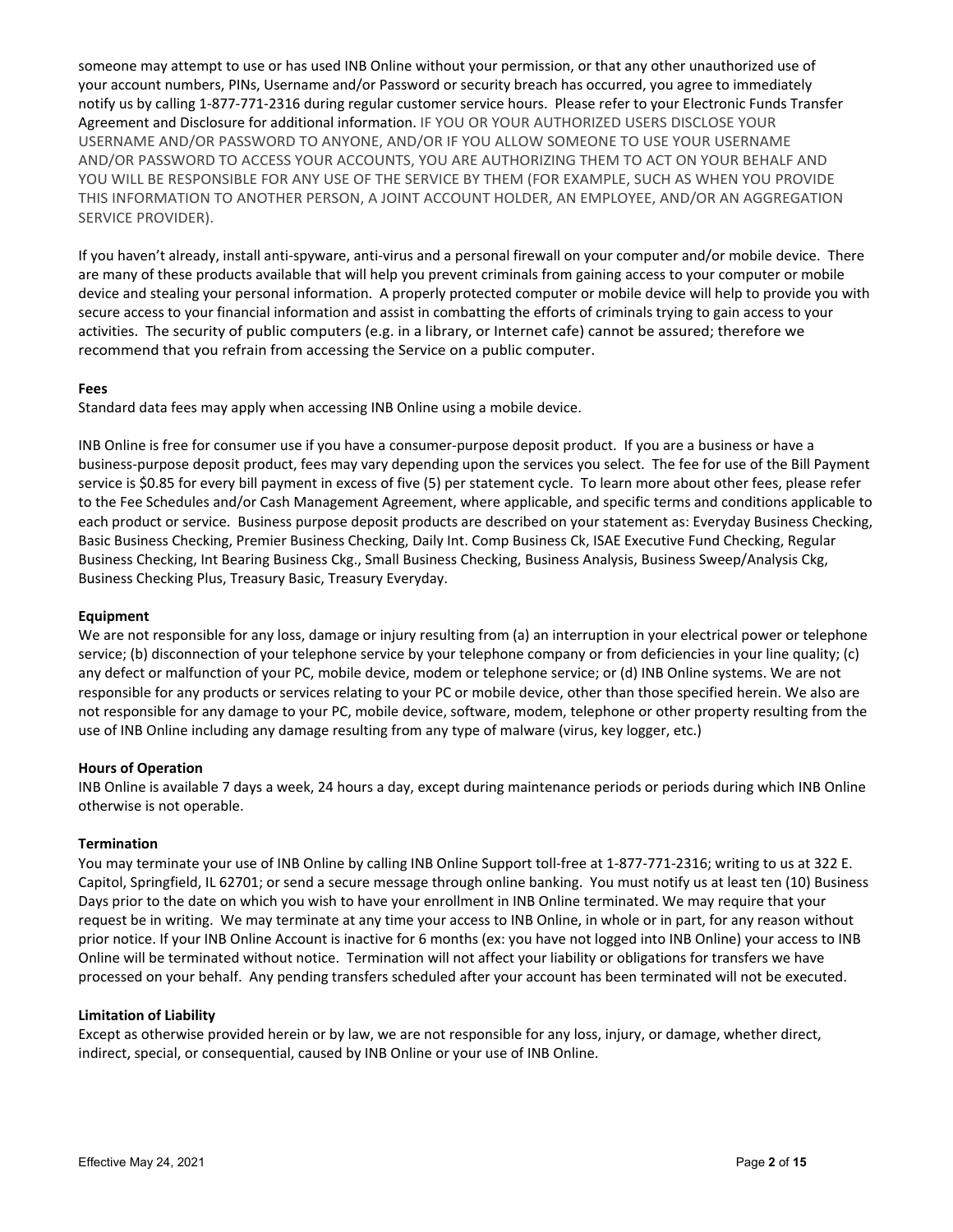someone may attempt to use or has used INB Online without your permission, or that any other unauthorized use of your account numbers, PINs, Username and/or Password or security breach has occurred, you agree to immediately notify us by calling 1-877-771-2316 during regular customer service hours. Please refer to your Electronic Funds Transfer Agreement and Disclosure for additional information. IF YOU OR YOUR AUTHORIZED USERS DISCLOSE YOUR USERNAME AND/OR PASSWORD TO ANYONE, AND/OR IF YOU ALLOW SOMEONE TO USE YOUR USERNAME AND/OR PASSWORD TO ACCESS YOUR ACCOUNTS, YOU ARE AUTHORIZING THEM TO ACT ON YOUR BEHALF AND YOU WILL BE RESPONSIBLE FOR ANY USE OF THE SERVICE BY THEM (FOR EXAMPLE, SUCH AS WHEN YOU PROVIDE THIS INFORMATION TO ANOTHER PERSON, A JOINT ACCOUNT HOLDER, AN EMPLOYEE, AND/OR AN AGGREGATION SERVICE PROVIDER).

If you haven't already, install anti-spyware, anti-virus and a personal firewall on your computer and/or mobile device. There are many of these products available that will help you prevent criminals from gaining access to your computer or mobile device and stealing your personal information. A properly protected computer or mobile device will help to provide you with secure access to your financial information and assist in combatting the efforts of criminals trying to gain access to your activities. The security of public computers (e.g. in a library, or Internet cafe) cannot be assured; therefore we recommend that you refrain from accessing the Service on a public computer.

**Fees**

Standard data fees may apply when accessing INB Online using a mobile device.

INB Online is free for consumer use if you have a consumer-purpose deposit product. If you are a business or have a business-purpose deposit product, fees may vary depending upon the services you select. The fee for use of the Bill Payment service is $0.85 for every bill payment in excess of five (5) per statement cycle. To learn more about other fees, please refer to the Fee Schedules and/or Cash Management Agreement, where applicable, and specific terms and conditions applicable to each product or service. Business purpose deposit products are described on your statement as: Everyday Business Checking, Basic Business Checking, Premier Business Checking, Daily Int. Comp Business Ck, ISAE Executive Fund Checking, Regular Business Checking, Int Bearing Business Ckg., Small Business Checking, Business Analysis, Business Sweep/Analysis Ckg, Business Checking Plus, Treasury Basic, Treasury Everyday.

**Equipment**

We are not responsible for any loss, damage or injury resulting from (a) an interruption in your electrical power or telephone service; (b) disconnection of your telephone service by your telephone company or from deficiencies in your line quality; (c) any defect or malfunction of your PC, mobile device, modem or telephone service; or (d) INB Online systems. We are not responsible for any products or services relating to your PC or mobile device, other than those specified herein. We also are not responsible for any damage to your PC, mobile device, software, modem, telephone or other property resulting from the use of INB Online including any damage resulting from any type of malware (virus, key logger, etc.)

**Hours of Operation**

INB Online is available 7 days a week, 24 hours a day, except during maintenance periods or periods during which INB Online otherwise is not operable.

**Termination**

You may terminate your use of INB Online by calling INB Online Support toll-free at 1-877-771-2316; writing to us at 322 E. Capitol, Springfield, IL 62701; or send a secure message through online banking. You must notify us at least ten (10) Business Days prior to the date on which you wish to have your enrollment in INB Online terminated. We may require that your request be in writing. We may terminate at any time your access to INB Online, in whole or in part, for any reason without prior notice. If your INB Online Account is inactive for 6 months (ex: you have not logged into INB Online) your access to INB Online will be terminated without notice. Termination will not affect your liability or obligations for transfers we have processed on your behalf. Any pending transfers scheduled after your account has been terminated will not be executed.

**Limitation of Liability**

Except as otherwise provided herein or by law, we are not responsible for any loss, injury, or damage, whether direct, indirect, special, or consequential, caused by INB Online or your use of INB Online.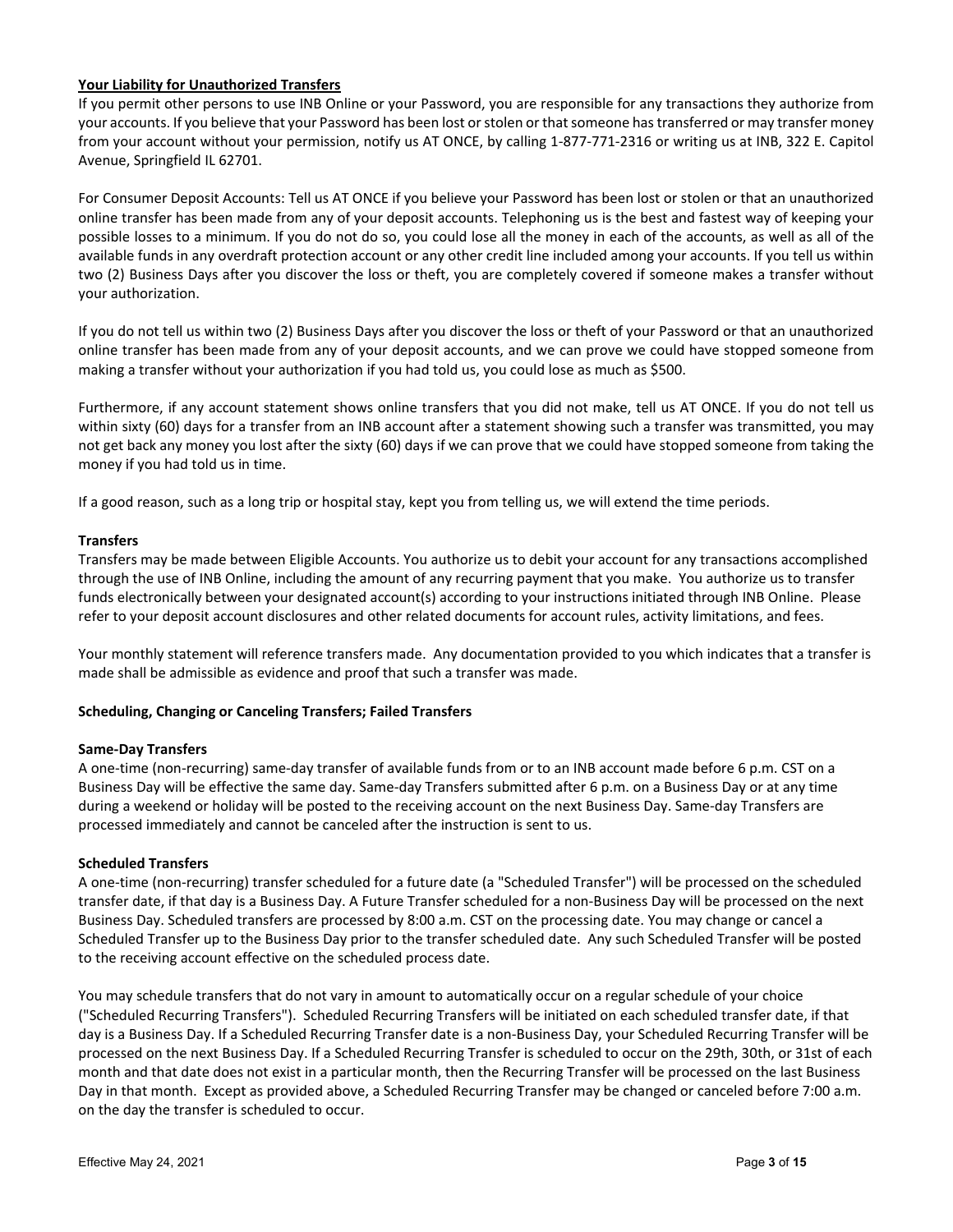**Your Liability for Unauthorized Transfers**

If you permit other persons to use INB Online or your Password, you are responsible for any transactions they authorize from your accounts. If you believe that your Password has been lost or stolen or that someone has transferred or may transfer money from your account without your permission, notify us AT ONCE, by calling 1-877-771-2316 or writing us at INB, 322 E. Capitol Avenue, Springfield IL 62701.

For Consumer Deposit Accounts: Tell us AT ONCE if you believe your Password has been lost or stolen or that an unauthorized online transfer has been made from any of your deposit accounts. Telephoning us is the best and fastest way of keeping your possible losses to a minimum. If you do not do so, you could lose all the money in each of the accounts, as well as all of the available funds in any overdraft protection account or any other credit line included among your accounts. If you tell us within two (2) Business Days after you discover the loss or theft, you are completely covered if someone makes a transfer without your authorization.

If you do not tell us within two (2) Business Days after you discover the loss or theft of your Password or that an unauthorized online transfer has been made from any of your deposit accounts, and we can prove we could have stopped someone from making a transfer without your authorization if you had told us, you could lose as much as $500.

Furthermore, if any account statement shows online transfers that you did not make, tell us AT ONCE. If you do not tell us within sixty (60) days for a transfer from an INB account after a statement showing such a transfer was transmitted, you may not get back any money you lost after the sixty (60) days if we can prove that we could have stopped someone from taking the money if you had told us in time.

If a good reason, such as a long trip or hospital stay, kept you from telling us, we will extend the time periods.

**Transfers**

Transfers may be made between Eligible Accounts. You authorize us to debit your account for any transactions accomplished through the use of INB Online, including the amount of any recurring payment that you make. You authorize us to transfer funds electronically between your designated account(s) according to your instructions initiated through INB Online. Please refer to your deposit account disclosures and other related documents for account rules, activity limitations, and fees.

Your monthly statement will reference transfers made. Any documentation provided to you which indicates that a transfer is made shall be admissible as evidence and proof that such a transfer was made.

**Scheduling, Changing or Canceling Transfers; Failed Transfers**

**Same-Day Transfers**

A one-time (non-recurring) same-day transfer of available funds from or to an INB account made before 6 p.m. CST on a Business Day will be effective the same day. Same-day Transfers submitted after 6 p.m. on a Business Day or at any time during a weekend or holiday will be posted to the receiving account on the next Business Day. Same-day Transfers are processed immediately and cannot be canceled after the instruction is sent to us.

**Scheduled Transfers**

A one-time (non-recurring) transfer scheduled for a future date (a "Scheduled Transfer") will be processed on the scheduled transfer date, if that day is a Business Day. A Future Transfer scheduled for a non-Business Day will be processed on the next Business Day. Scheduled transfers are processed by 8:00 a.m. CST on the processing date. You may change or cancel a Scheduled Transfer up to the Business Day prior to the transfer scheduled date. Any such Scheduled Transfer will be posted to the receiving account effective on the scheduled process date.

You may schedule transfers that do not vary in amount to automatically occur on a regular schedule of your choice ("Scheduled Recurring Transfers"). Scheduled Recurring Transfers will be initiated on each scheduled transfer date, if that day is a Business Day. If a Scheduled Recurring Transfer date is a non-Business Day, your Scheduled Recurring Transfer will be processed on the next Business Day. If a Scheduled Recurring Transfer is scheduled to occur on the 29th, 30th, or 31st of each month and that date does not exist in a particular month, then the Recurring Transfer will be processed on the last Business Day in that month. Except as provided above, a Scheduled Recurring Transfer may be changed or canceled before 7:00 a.m. on the day the transfer is scheduled to occur.

Effective May 24, 2021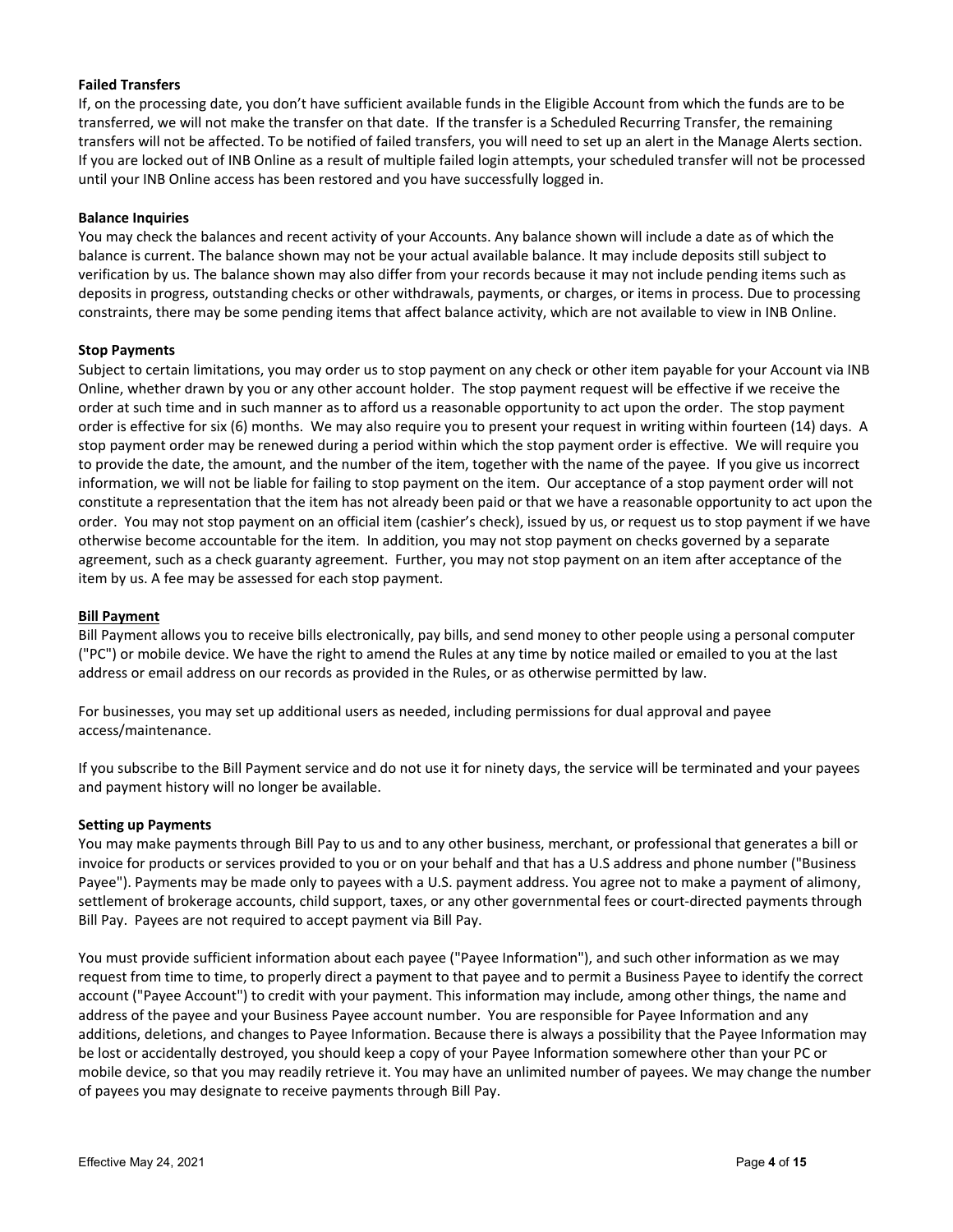**Failed Transfers**

If, on the processing date, you don't have sufficient available funds in the Eligible Account from which the funds are to be transferred, we will not make the transfer on that date. If the transfer is a Scheduled Recurring Transfer, the remaining transfers will not be affected. To be notified of failed transfers, you will need to set up an alert in the Manage Alerts section. If you are locked out of INB Online as a result of multiple failed login attempts, your scheduled transfer will not be processed until your INB Online access has been restored and you have successfully logged in.

**Balance Inquiries**

You may check the balances and recent activity of your Accounts. Any balance shown will include a date as of which the balance is current. The balance shown may not be your actual available balance. It may include deposits still subject to verification by us. The balance shown may also differ from your records because it may not include pending items such as deposits in progress, outstanding checks or other withdrawals, payments, or charges, or items in process. Due to processing constraints, there may be some pending items that affect balance activity, which are not available to view in INB Online.

**Stop Payments**

Subject to certain limitations, you may order us to stop payment on any check or other item payable for your Account via INB Online, whether drawn by you or any other account holder. The stop payment request will be effective if we receive the order at such time and in such manner as to afford us a reasonable opportunity to act upon the order. The stop payment order is effective for six (6) months. We may also require you to present your request in writing within fourteen (14) days. A stop payment order may be renewed during a period within which the stop payment order is effective. We will require you to provide the date, the amount, and the number of the item, together with the name of the payee. If you give us incorrect information, we will not be liable for failing to stop payment on the item. Our acceptance of a stop payment order will not constitute a representation that the item has not already been paid or that we have a reasonable opportunity to act upon the order. You may not stop payment on an official item (cashier's check), issued by us, or request us to stop payment if we have otherwise become accountable for the item. In addition, you may not stop payment on checks governed by a separate agreement, such as a check guaranty agreement. Further, you may not stop payment on an item after acceptance of the item by us. A fee may be assessed for each stop payment.

**Bill Payment**

Bill Payment allows you to receive bills electronically, pay bills, and send money to other people using a personal computer ("PC") or mobile device. We have the right to amend the Rules at any time by notice mailed or emailed to you at the last address or email address on our records as provided in the Rules, or as otherwise permitted by law.

For businesses, you may set up additional users as needed, including permissions for dual approval and payee access/maintenance.

If you subscribe to the Bill Payment service and do not use it for ninety days, the service will be terminated and your payees and payment history will no longer be available.

**Setting up Payments**

You may make payments through Bill Pay to us and to any other business, merchant, or professional that generates a bill or invoice for products or services provided to you or on your behalf and that has a U.S address and phone number ("Business Payee"). Payments may be made only to payees with a U.S. payment address. You agree not to make a payment of alimony, settlement of brokerage accounts, child support, taxes, or any other governmental fees or court-directed payments through Bill Pay. Payees are not required to accept payment via Bill Pay.

You must provide sufficient information about each payee ("Payee Information"), and such other information as we may request from time to time, to properly direct a payment to that payee and to permit a Business Payee to identify the correct account ("Payee Account") to credit with your payment. This information may include, among other things, the name and address of the payee and your Business Payee account number. You are responsible for Payee Information and any additions, deletions, and changes to Payee Information. Because there is always a possibility that the Payee Information may be lost or accidentally destroyed, you should keep a copy of your Payee Information somewhere other than your PC or mobile device, so that you may readily retrieve it. You may have an unlimited number of payees. We may change the number of payees you may designate to receive payments through Bill Pay.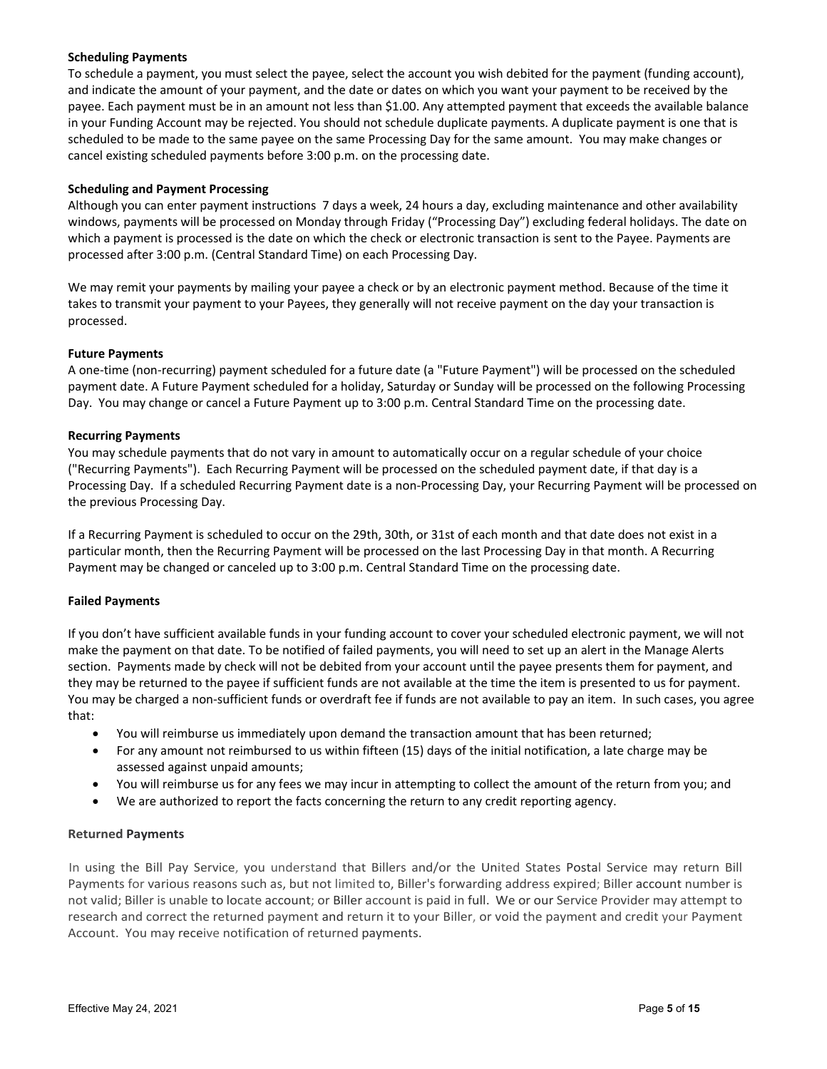**Scheduling Payments**

To schedule a payment, you must select the payee, select the account you wish debited for the payment (funding account), and indicate the amount of your payment, and the date or dates on which you want your payment to be received by the payee. Each payment must be in an amount not less than $1.00. Any attempted payment that exceeds the available balance in your Funding Account may be rejected. You should not schedule duplicate payments. A duplicate payment is one that is scheduled to be made to the same payee on the same Processing Day for the same amount. You may make changes or cancel existing scheduled payments before 3:00 p.m. on the processing date.

**Scheduling and Payment Processing**

Although you can enter payment instructions 7 days a week, 24 hours a day, excluding maintenance and other availability windows, payments will be processed on Monday through Friday ("Processing Day") excluding federal holidays. The date on which a payment is processed is the date on which the check or electronic transaction is sent to the Payee. Payments are processed after 3:00 p.m. (Central Standard Time) on each Processing Day.

We may remit your payments by mailing your payee a check or by an electronic payment method. Because of the time it takes to transmit your payment to your Payees, they generally will not receive payment on the day your transaction is processed.

**Future Payments**

A one-time (non-recurring) payment scheduled for a future date (a "Future Payment") will be processed on the scheduled payment date. A Future Payment scheduled for a holiday, Saturday or Sunday will be processed on the following Processing Day. You may change or cancel a Future Payment up to 3:00 p.m. Central Standard Time on the processing date.

**Recurring Payments**

You may schedule payments that do not vary in amount to automatically occur on a regular schedule of your choice ("Recurring Payments"). Each Recurring Payment will be processed on the scheduled payment date, if that day is a Processing Day. If a scheduled Recurring Payment date is a non-Processing Day, your Recurring Payment will be processed on the previous Processing Day.

If a Recurring Payment is scheduled to occur on the 29th, 30th, or 31st of each month and that date does not exist in a particular month, then the Recurring Payment will be processed on the last Processing Day in that month. A Recurring Payment may be changed or canceled up to 3:00 p.m. Central Standard Time on the processing date.

**Failed Payments**

If you don't have sufficient available funds in your funding account to cover your scheduled electronic payment, we will not make the payment on that date. To be notified of failed payments, you will need to set up an alert in the Manage Alerts section. Payments made by check will not be debited from your account until the payee presents them for payment, and they may be returned to the payee if sufficient funds are not available at the time the item is presented to us for payment. You may be charged a non-sufficient funds or overdraft fee if funds are not available to pay an item. In such cases, you agree that:

- You will reimburse us immediately upon demand the transaction amount that has been returned;
- For any amount not reimbursed to us within fifteen (15) days of the initial notification, a late charge may be assessed against unpaid amounts;
- You will reimburse us for any fees we may incur in attempting to collect the amount of the return from you; and
- We are authorized to report the facts concerning the return to any credit reporting agency.

**Returned Payments**

In using the Bill Pay Service, you understand that Billers and/or the United States Postal Service may return Bill Payments for various reasons such as, but not limited to, Biller's forwarding address expired; Biller account number is not valid; Biller is unable to locate account; or Biller account is paid in full. We or our Service Provider may attempt to research and correct the returned payment and return it to your Biller, or void the payment and credit your Payment Account. You may receive notification of returned payments.

Effective May 24, 2021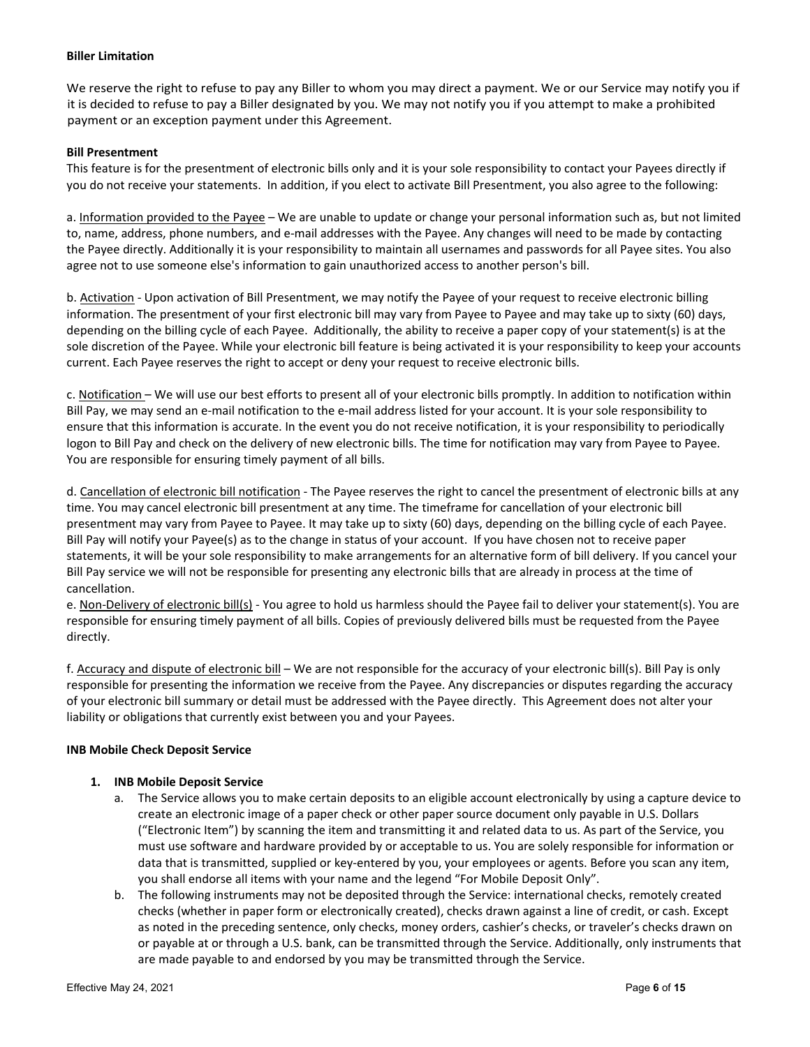**Biller Limitation**

We reserve the right to refuse to pay any Biller to whom you may direct a payment. We or our Service may notify you if it is decided to refuse to pay a Biller designated by you. We may not notify you if you attempt to make a prohibited payment or an exception payment under this Agreement.

**Bill Presentment**

This feature is for the presentment of electronic bills only and it is your sole responsibility to contact your Payees directly if you do not receive your statements. In addition, if you elect to activate Bill Presentment, you also agree to the following:

a. <u>Information provided to the Payee</u> – We are unable to update or change your personal information such as, but not limited to, name, address, phone numbers, and e-mail addresses with the Payee. Any changes will need to be made by contacting the Payee directly. Additionally it is your responsibility to maintain all usernames and passwords for all Payee sites. You also agree not to use someone else's information to gain unauthorized access to another person's bill.

b. <u>Activation</u> - Upon activation of Bill Presentment, we may notify the Payee of your request to receive electronic billing information. The presentment of your first electronic bill may vary from Payee to Payee and may take up to sixty (60) days, depending on the billing cycle of each Payee. Additionally, the ability to receive a paper copy of your statement(s) is at the sole discretion of the Payee. While your electronic bill feature is being activated it is your responsibility to keep your accounts current. Each Payee reserves the right to accept or deny your request to receive electronic bills.

c. <u>Notification</u> – We will use our best efforts to present all of your electronic bills promptly. In addition to notification within Bill Pay, we may send an e-mail notification to the e-mail address listed for your account. It is your sole responsibility to ensure that this information is accurate. In the event you do not receive notification, it is your responsibility to periodically logon to Bill Pay and check on the delivery of new electronic bills. The time for notification may vary from Payee to Payee. You are responsible for ensuring timely payment of all bills.

d. <u>Cancellation of electronic bill notification</u> - The Payee reserves the right to cancel the presentment of electronic bills at any time. You may cancel electronic bill presentment at any time. The timeframe for cancellation of your electronic bill presentment may vary from Payee to Payee. It may take up to sixty (60) days, depending on the billing cycle of each Payee. Bill Pay will notify your Payee(s) as to the change in status of your account. If you have chosen not to receive paper statements, it will be your sole responsibility to make arrangements for an alternative form of bill delivery. If you cancel your Bill Pay service we will not be responsible for presenting any electronic bills that are already in process at the time of cancellation.

e. <u>Non-Delivery of electronic bill(s)</u> - You agree to hold us harmless should the Payee fail to deliver your statement(s). You are responsible for ensuring timely payment of all bills. Copies of previously delivered bills must be requested from the Payee directly.

f. <u>Accuracy and dispute of electronic bill</u> – We are not responsible for the accuracy of your electronic bill(s). Bill Pay is only responsible for presenting the information we receive from the Payee. Any discrepancies or disputes regarding the accuracy of your electronic bill summary or detail must be addressed with the Payee directly. This Agreement does not alter your liability or obligations that currently exist between you and your Payees.

**INB Mobile Check Deposit Service**

1. **INB Mobile Deposit Service**
    a. The Service allows you to make certain deposits to an eligible account electronically by using a capture device to create an electronic image of a paper check or other paper source document only payable in U.S. Dollars ("Electronic Item") by scanning the item and transmitting it and related data to us. As part of the Service, you must use software and hardware provided by or acceptable to us. You are solely responsible for information or data that is transmitted, supplied or key-entered by you, your employees or agents. Before you scan any item, you shall endorse all items with your name and the legend "For Mobile Deposit Only".
    b. The following instruments may not be deposited through the Service: international checks, remotely created checks (whether in paper form or electronically created), checks drawn against a line of credit, or cash. Except as noted in the preceding sentence, only checks, money orders, cashier's checks, or traveler's checks drawn on or payable at or through a U.S. bank, can be transmitted through the Service. Additionally, only instruments that are made payable to and endorsed by you may be transmitted through the Service.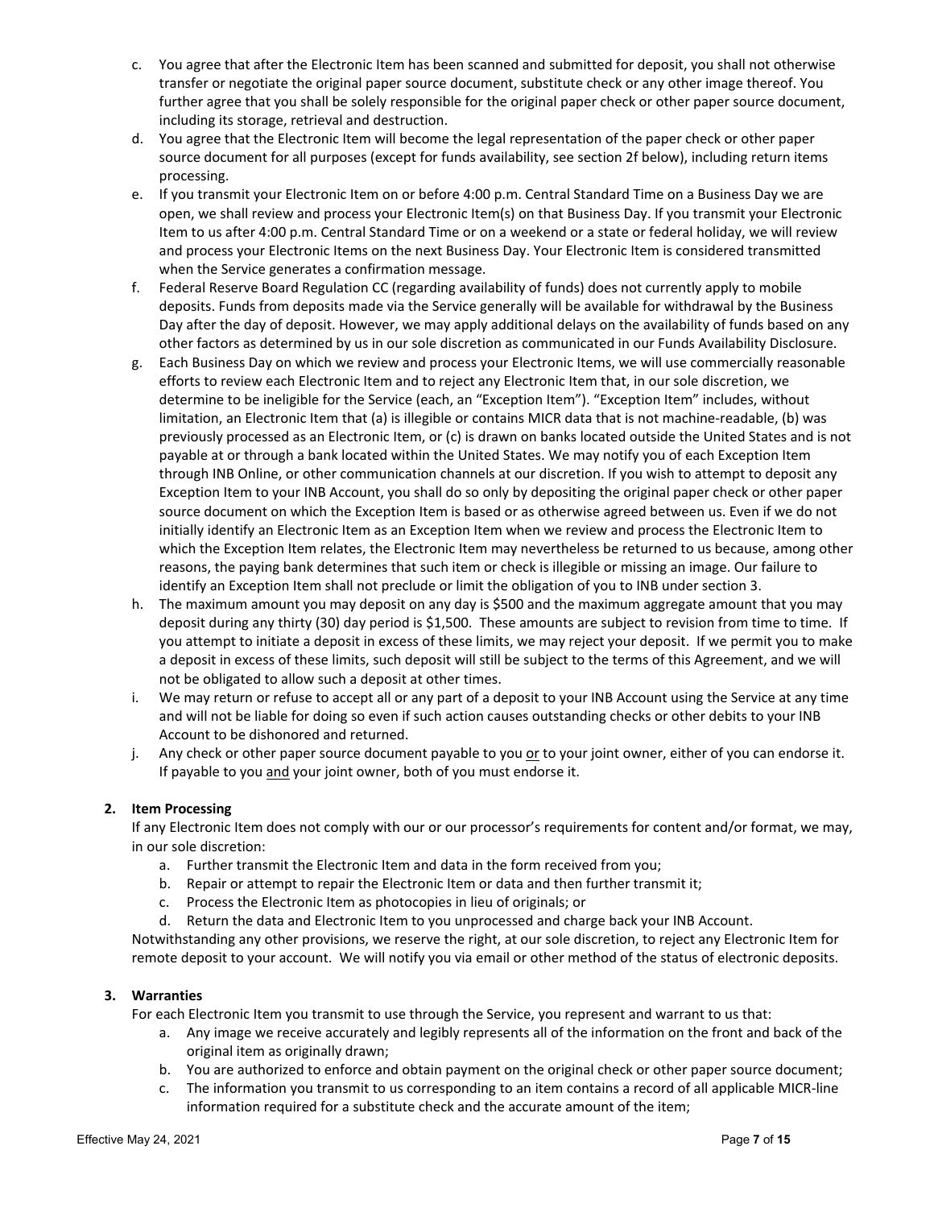c. You agree that after the Electronic Item has been scanned and submitted for deposit, you shall not otherwise transfer or negotiate the original paper source document, substitute check or any other image thereof. You further agree that you shall be solely responsible for the original paper check or other paper source document, including its storage, retrieval and destruction.

d. You agree that the Electronic Item will become the legal representation of the paper check or other paper source document for all purposes (except for funds availability, see section 2f below), including return items processing.

e. If you transmit your Electronic Item on or before 4:00 p.m. Central Standard Time on a Business Day we are open, we shall review and process your Electronic Item(s) on that Business Day. If you transmit your Electronic Item to us after 4:00 p.m. Central Standard Time or on a weekend or a state or federal holiday, we will review and process your Electronic Items on the next Business Day. Your Electronic Item is considered transmitted when the Service generates a confirmation message.

f. Federal Reserve Board Regulation CC (regarding availability of funds) does not currently apply to mobile deposits. Funds from deposits made via the Service generally will be available for withdrawal by the Business Day after the day of deposit. However, we may apply additional delays on the availability of funds based on any other factors as determined by us in our sole discretion as communicated in our Funds Availability Disclosure.

g. Each Business Day on which we review and process your Electronic Items, we will use commercially reasonable efforts to review each Electronic Item and to reject any Electronic Item that, in our sole discretion, we determine to be ineligible for the Service (each, an "Exception Item"). "Exception Item" includes, without limitation, an Electronic Item that (a) is illegible or contains MICR data that is not machine-readable, (b) was previously processed as an Electronic Item, or (c) is drawn on banks located outside the United States and is not payable at or through a bank located within the United States. We may notify you of each Exception Item through INB Online, or other communication channels at our discretion. If you wish to attempt to deposit any Exception Item to your INB Account, you shall do so only by depositing the original paper check or other paper source document on which the Exception Item is based or as otherwise agreed between us. Even if we do not initially identify an Electronic Item as an Exception Item when we review and process the Electronic Item to which the Exception Item relates, the Electronic Item may nevertheless be returned to us because, among other reasons, the paying bank determines that such item or check is illegible or missing an image. Our failure to identify an Exception Item shall not preclude or limit the obligation of you to INB under section 3.

h. The maximum amount you may deposit on any day is $500 and the maximum aggregate amount that you may deposit during any thirty (30) day period is $1,500. These amounts are subject to revision from time to time. If you attempt to initiate a deposit in excess of these limits, we may reject your deposit. If we permit you to make a deposit in excess of these limits, such deposit will still be subject to the terms of this Agreement, and we will not be obligated to allow such a deposit at other times.

i. We may return or refuse to accept all or any part of a deposit to your INB Account using the Service at any time and will not be liable for doing so even if such action causes outstanding checks or other debits to your INB Account to be dishonored and returned.

j. Any check or other paper source document payable to you <u>or</u> to your joint owner, either of you can endorse it. If payable to you <u>and</u> your joint owner, both of you must endorse it.

**2. Item Processing**

If any Electronic Item does not comply with our or our processor's requirements for content and/or format, we may, in our sole discretion:

a. Further transmit the Electronic Item and data in the form received from you;
b. Repair or attempt to repair the Electronic Item or data and then further transmit it;
c. Process the Electronic Item as photocopies in lieu of originals; or
d. Return the data and Electronic Item to you unprocessed and charge back your INB Account.

Notwithstanding any other provisions, we reserve the right, at our sole discretion, to reject any Electronic Item for remote deposit to your account. We will notify you via email or other method of the status of electronic deposits.

**3. Warranties**

For each Electronic Item you transmit to use through the Service, you represent and warrant to us that:

a. Any image we receive accurately and legibly represents all of the information on the front and back of the original item as originally drawn;
b. You are authorized to enforce and obtain payment on the original check or other paper source document;
c. The information you transmit to us corresponding to an item contains a record of all applicable MICR-line information required for a substitute check and the accurate amount of the item;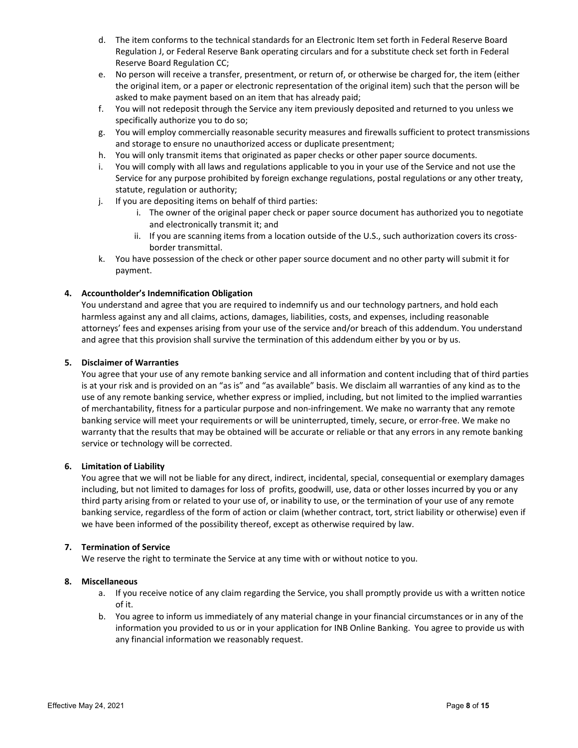d. The item conforms to the technical standards for an Electronic Item set forth in Federal Reserve Board Regulation J, or Federal Reserve Bank operating circulars and for a substitute check set forth in Federal Reserve Board Regulation CC;
e. No person will receive a transfer, presentment, or return of, or otherwise be charged for, the item (either the original item, or a paper or electronic representation of the original item) such that the person will be asked to make payment based on an item that has already paid;
f. You will not redeposit through the Service any item previously deposited and returned to you unless we specifically authorize you to do so;
g. You will employ commercially reasonable security measures and firewalls sufficient to protect transmissions and storage to ensure no unauthorized access or duplicate presentment;
h. You will only transmit items that originated as paper checks or other paper source documents.
i. You will comply with all laws and regulations applicable to you in your use of the Service and not use the Service for any purpose prohibited by foreign exchange regulations, postal regulations or any other treaty, statute, regulation or authority;
j. If you are depositing items on behalf of third parties:
    i. The owner of the original paper check or paper source document has authorized you to negotiate and electronically transmit it; and
    ii. If you are scanning items from a location outside of the U.S., such authorization covers its cross-border transmittal.
k. You have possession of the check or other paper source document and no other party will submit it for payment.

**4. Accountholder's Indemnification Obligation**

You understand and agree that you are required to indemnify us and our technology partners, and hold each harmless against any and all claims, actions, damages, liabilities, costs, and expenses, including reasonable attorneys' fees and expenses arising from your use of the service and/or breach of this addendum. You understand and agree that this provision shall survive the termination of this addendum either by you or by us.

**5. Disclaimer of Warranties**

You agree that your use of any remote banking service and all information and content including that of third parties is at your risk and is provided on an "as is" and "as available" basis. We disclaim all warranties of any kind as to the use of any remote banking service, whether express or implied, including, but not limited to the implied warranties of merchantability, fitness for a particular purpose and non-infringement. We make no warranty that any remote banking service will meet your requirements or will be uninterrupted, timely, secure, or error-free. We make no warranty that the results that may be obtained will be accurate or reliable or that any errors in any remote banking service or technology will be corrected.

**6. Limitation of Liability**

You agree that we will not be liable for any direct, indirect, incidental, special, consequential or exemplary damages including, but not limited to damages for loss of profits, goodwill, use, data or other losses incurred by you or any third party arising from or related to your use of, or inability to use, or the termination of your use of any remote banking service, regardless of the form of action or claim (whether contract, tort, strict liability or otherwise) even if we have been informed of the possibility thereof, except as otherwise required by law.

**7. Termination of Service**

We reserve the right to terminate the Service at any time with or without notice to you.

**8. Miscellaneous**

a. If you receive notice of any claim regarding the Service, you shall promptly provide us with a written notice of it.
b. You agree to inform us immediately of any material change in your financial circumstances or in any of the information you provided to us or in your application for INB Online Banking. You agree to provide us with any financial information we reasonably request.

Effective May 24, 2021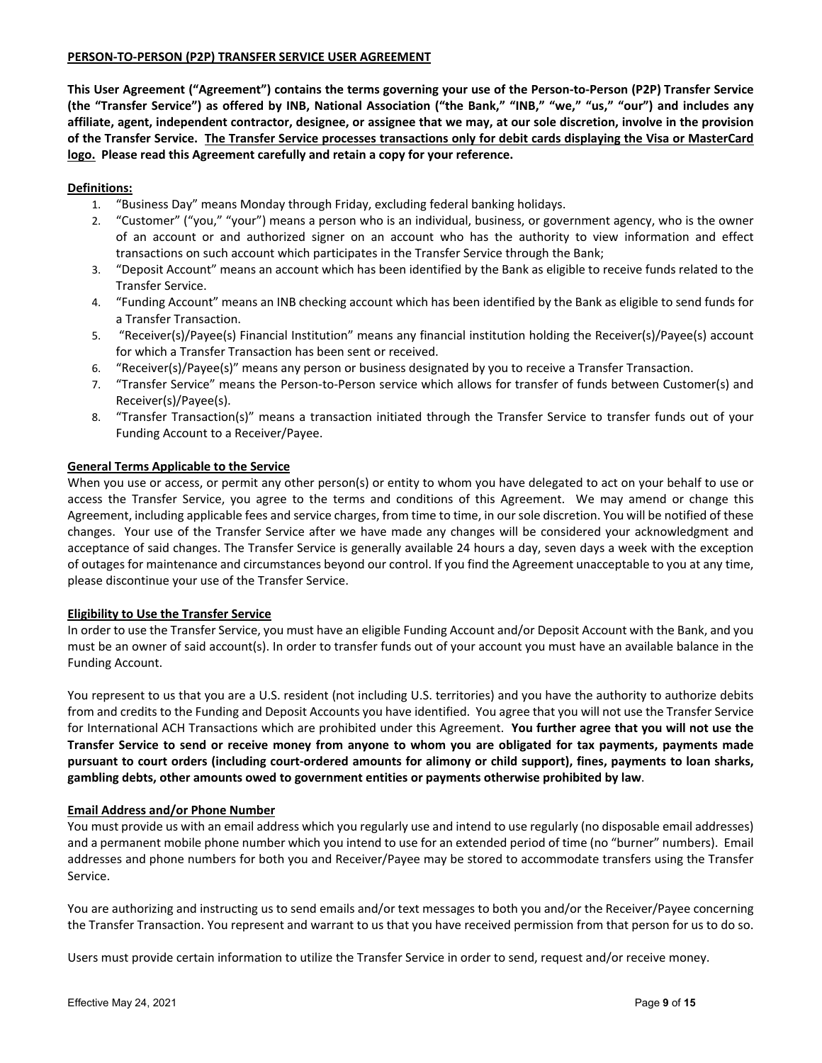**PERSON-TO-PERSON (P2P) TRANSFER SERVICE USER AGREEMENT**

**This User Agreement ("Agreement") contains the terms governing your use of the Person-to-Person (P2P) Transfer Service (the "Transfer Service") as offered by INB, National Association ("the Bank," "INB," "we," "us," "our") and includes any affiliate, agent, independent contractor, designee, or assignee that we may, at our sole discretion, involve in the provision of the Transfer Service. The Transfer Service processes transactions only for debit cards displaying the Visa or MasterCard logo. Please read this Agreement carefully and retain a copy for your reference.**

**Definitions:**

1. "Business Day" means Monday through Friday, excluding federal banking holidays.
2. "Customer" ("you," "your") means a person who is an individual, business, or government agency, who is the owner of an account or and authorized signer on an account who has the authority to view information and effect transactions on such account which participates in the Transfer Service through the Bank;
3. "Deposit Account" means an account which has been identified by the Bank as eligible to receive funds related to the Transfer Service.
4. "Funding Account" means an INB checking account which has been identified by the Bank as eligible to send funds for a Transfer Transaction.
5. "Receiver(s)/Payee(s) Financial Institution" means any financial institution holding the Receiver(s)/Payee(s) account for which a Transfer Transaction has been sent or received.
6. "Receiver(s)/Payee(s)" means any person or business designated by you to receive a Transfer Transaction.
7. "Transfer Service" means the Person-to-Person service which allows for transfer of funds between Customer(s) and Receiver(s)/Payee(s).
8. "Transfer Transaction(s)" means a transaction initiated through the Transfer Service to transfer funds out of your Funding Account to a Receiver/Payee.

**General Terms Applicable to the Service**

When you use or access, or permit any other person(s) or entity to whom you have delegated to act on your behalf to use or access the Transfer Service, you agree to the terms and conditions of this Agreement. We may amend or change this Agreement, including applicable fees and service charges, from time to time, in our sole discretion. You will be notified of these changes. Your use of the Transfer Service after we have made any changes will be considered your acknowledgment and acceptance of said changes. The Transfer Service is generally available 24 hours a day, seven days a week with the exception of outages for maintenance and circumstances beyond our control. If you find the Agreement unacceptable to you at any time, please discontinue your use of the Transfer Service.

**Eligibility to Use the Transfer Service**

In order to use the Transfer Service, you must have an eligible Funding Account and/or Deposit Account with the Bank, and you must be an owner of said account(s). In order to transfer funds out of your account you must have an available balance in the Funding Account.

You represent to us that you are a U.S. resident (not including U.S. territories) and you have the authority to authorize debits from and credits to the Funding and Deposit Accounts you have identified. You agree that you will not use the Transfer Service for International ACH Transactions which are prohibited under this Agreement. **You further agree that you will not use the Transfer Service to send or receive money from anyone to whom you are obligated for tax payments, payments made pursuant to court orders (including court-ordered amounts for alimony or child support), fines, payments to loan sharks, gambling debts, other amounts owed to government entities or payments otherwise prohibited by law**.

**Email Address and/or Phone Number**

You must provide us with an email address which you regularly use and intend to use regularly (no disposable email addresses) and a permanent mobile phone number which you intend to use for an extended period of time (no "burner" numbers). Email addresses and phone numbers for both you and Receiver/Payee may be stored to accommodate transfers using the Transfer Service.

You are authorizing and instructing us to send emails and/or text messages to both you and/or the Receiver/Payee concerning the Transfer Transaction. You represent and warrant to us that you have received permission from that person for us to do so.

Users must provide certain information to utilize the Transfer Service in order to send, request and/or receive money.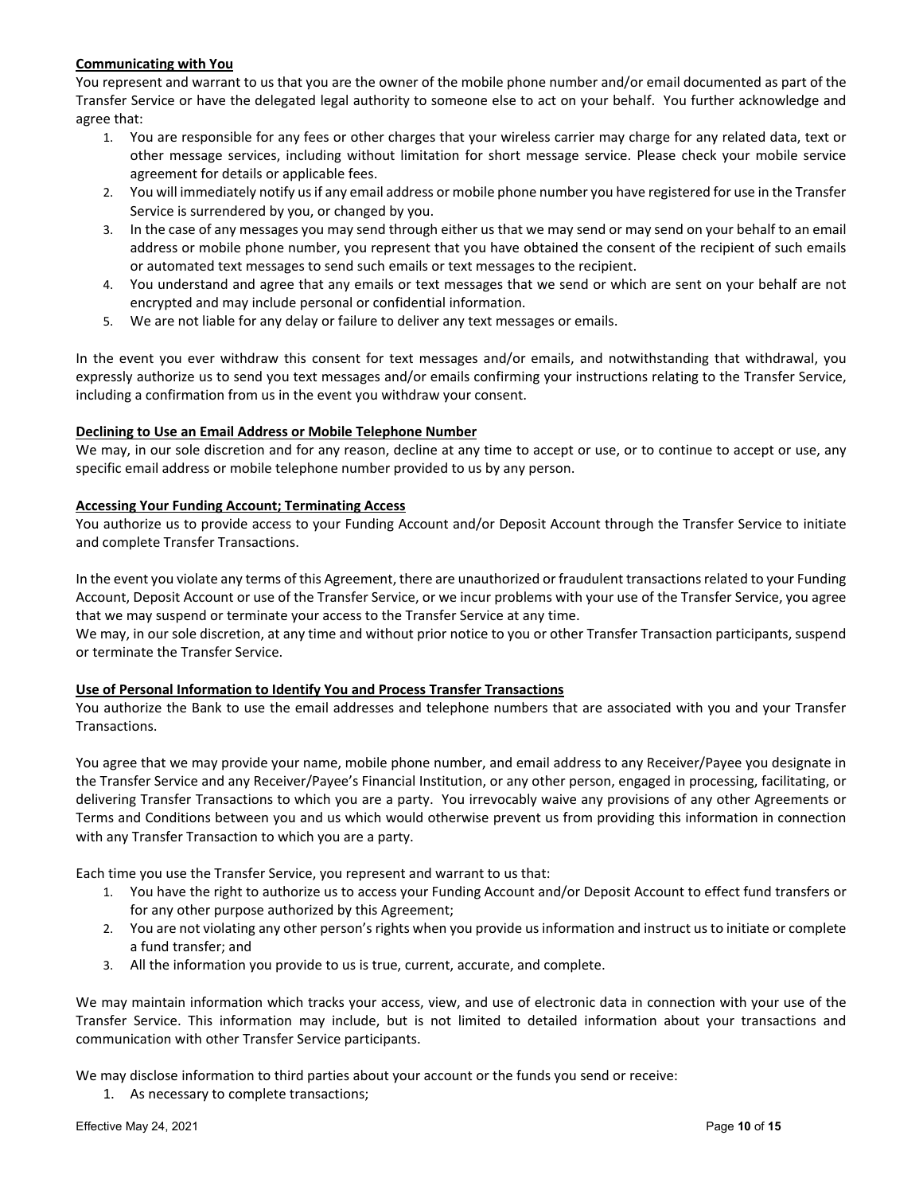**Communicating with You**

You represent and warrant to us that you are the owner of the mobile phone number and/or email documented as part of the Transfer Service or have the delegated legal authority to someone else to act on your behalf. You further acknowledge and agree that:

1. You are responsible for any fees or other charges that your wireless carrier may charge for any related data, text or other message services, including without limitation for short message service. Please check your mobile service agreement for details or applicable fees.
2. You will immediately notify us if any email address or mobile phone number you have registered for use in the Transfer Service is surrendered by you, or changed by you.
3. In the case of any messages you may send through either us that we may send or may send on your behalf to an email address or mobile phone number, you represent that you have obtained the consent of the recipient of such emails or automated text messages to send such emails or text messages to the recipient.
4. You understand and agree that any emails or text messages that we send or which are sent on your behalf are not encrypted and may include personal or confidential information.
5. We are not liable for any delay or failure to deliver any text messages or emails.

In the event you ever withdraw this consent for text messages and/or emails, and notwithstanding that withdrawal, you expressly authorize us to send you text messages and/or emails confirming your instructions relating to the Transfer Service, including a confirmation from us in the event you withdraw your consent.

**Declining to Use an Email Address or Mobile Telephone Number**

We may, in our sole discretion and for any reason, decline at any time to accept or use, or to continue to accept or use, any specific email address or mobile telephone number provided to us by any person.

**Accessing Your Funding Account; Terminating Access**

You authorize us to provide access to your Funding Account and/or Deposit Account through the Transfer Service to initiate and complete Transfer Transactions.

In the event you violate any terms of this Agreement, there are unauthorized or fraudulent transactions related to your Funding Account, Deposit Account or use of the Transfer Service, or we incur problems with your use of the Transfer Service, you agree that we may suspend or terminate your access to the Transfer Service at any time.

We may, in our sole discretion, at any time and without prior notice to you or other Transfer Transaction participants, suspend or terminate the Transfer Service.

**Use of Personal Information to Identify You and Process Transfer Transactions**

You authorize the Bank to use the email addresses and telephone numbers that are associated with you and your Transfer Transactions.

You agree that we may provide your name, mobile phone number, and email address to any Receiver/Payee you designate in the Transfer Service and any Receiver/Payee's Financial Institution, or any other person, engaged in processing, facilitating, or delivering Transfer Transactions to which you are a party. You irrevocably waive any provisions of any other Agreements or Terms and Conditions between you and us which would otherwise prevent us from providing this information in connection with any Transfer Transaction to which you are a party.

Each time you use the Transfer Service, you represent and warrant to us that:

1. You have the right to authorize us to access your Funding Account and/or Deposit Account to effect fund transfers or for any other purpose authorized by this Agreement;
2. You are not violating any other person's rights when you provide us information and instruct us to initiate or complete a fund transfer; and
3. All the information you provide to us is true, current, accurate, and complete.

We may maintain information which tracks your access, view, and use of electronic data in connection with your use of the Transfer Service. This information may include, but is not limited to detailed information about your transactions and communication with other Transfer Service participants.

We may disclose information to third parties about your account or the funds you send or receive:

1. As necessary to complete transactions;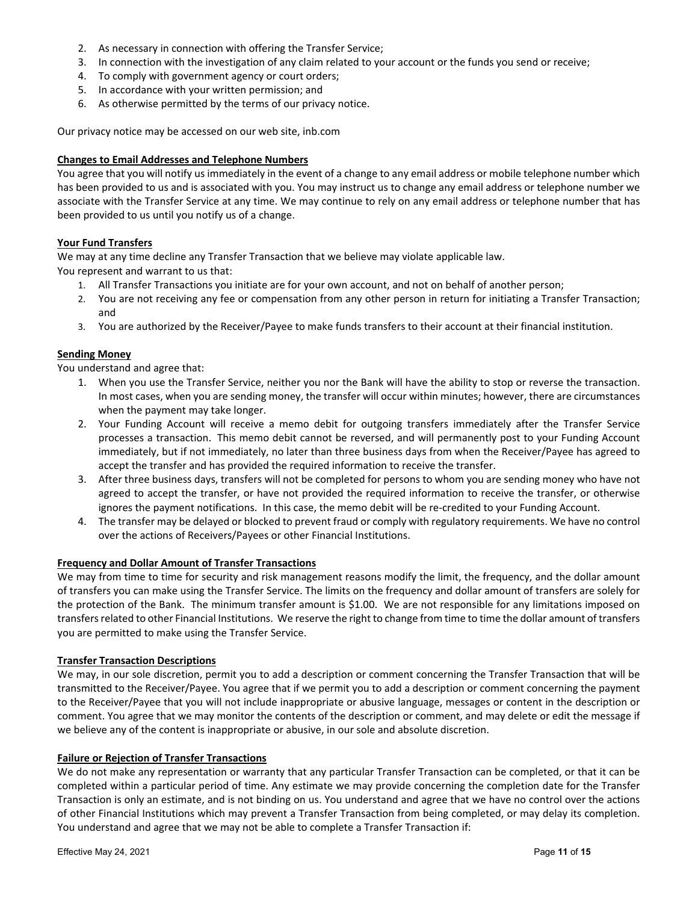2. As necessary in connection with offering the Transfer Service;
3. In connection with the investigation of any claim related to your account or the funds you send or receive;
4. To comply with government agency or court orders;
5. In accordance with your written permission; and
6. As otherwise permitted by the terms of our privacy notice.

Our privacy notice may be accessed on our web site, inb.com

**Changes to Email Addresses and Telephone Numbers**

You agree that you will notify us immediately in the event of a change to any email address or mobile telephone number which has been provided to us and is associated with you. You may instruct us to change any email address or telephone number we associate with the Transfer Service at any time. We may continue to rely on any email address or telephone number that has been provided to us until you notify us of a change.

**Your Fund Transfers**

We may at any time decline any Transfer Transaction that we believe may violate applicable law.

You represent and warrant to us that:

1. All Transfer Transactions you initiate are for your own account, and not on behalf of another person;
2. You are not receiving any fee or compensation from any other person in return for initiating a Transfer Transaction; and
3. You are authorized by the Receiver/Payee to make funds transfers to their account at their financial institution.

**Sending Money**

You understand and agree that:

1. When you use the Transfer Service, neither you nor the Bank will have the ability to stop or reverse the transaction. In most cases, when you are sending money, the transfer will occur within minutes; however, there are circumstances when the payment may take longer.
2. Your Funding Account will receive a memo debit for outgoing transfers immediately after the Transfer Service processes a transaction. This memo debit cannot be reversed, and will permanently post to your Funding Account immediately, but if not immediately, no later than three business days from when the Receiver/Payee has agreed to accept the transfer and has provided the required information to receive the transfer.
3. After three business days, transfers will not be completed for persons to whom you are sending money who have not agreed to accept the transfer, or have not provided the required information to receive the transfer, or otherwise ignores the payment notifications. In this case, the memo debit will be re-credited to your Funding Account.
4. The transfer may be delayed or blocked to prevent fraud or comply with regulatory requirements. We have no control over the actions of Receivers/Payees or other Financial Institutions.

**Frequency and Dollar Amount of Transfer Transactions**

We may from time to time for security and risk management reasons modify the limit, the frequency, and the dollar amount of transfers you can make using the Transfer Service. The limits on the frequency and dollar amount of transfers are solely for the protection of the Bank. The minimum transfer amount is $1.00. We are not responsible for any limitations imposed on transfers related to other Financial Institutions. We reserve the right to change from time to time the dollar amount of transfers you are permitted to make using the Transfer Service.

**Transfer Transaction Descriptions**

We may, in our sole discretion, permit you to add a description or comment concerning the Transfer Transaction that will be transmitted to the Receiver/Payee. You agree that if we permit you to add a description or comment concerning the payment to the Receiver/Payee that you will not include inappropriate or abusive language, messages or content in the description or comment. You agree that we may monitor the contents of the description or comment, and may delete or edit the message if we believe any of the content is inappropriate or abusive, in our sole and absolute discretion.

**Failure or Rejection of Transfer Transactions**

We do not make any representation or warranty that any particular Transfer Transaction can be completed, or that it can be completed within a particular period of time. Any estimate we may provide concerning the completion date for the Transfer Transaction is only an estimate, and is not binding on us. You understand and agree that we have no control over the actions of other Financial Institutions which may prevent a Transfer Transaction from being completed, or may delay its completion. You understand and agree that we may not be able to complete a Transfer Transaction if:

Effective May 24, 2021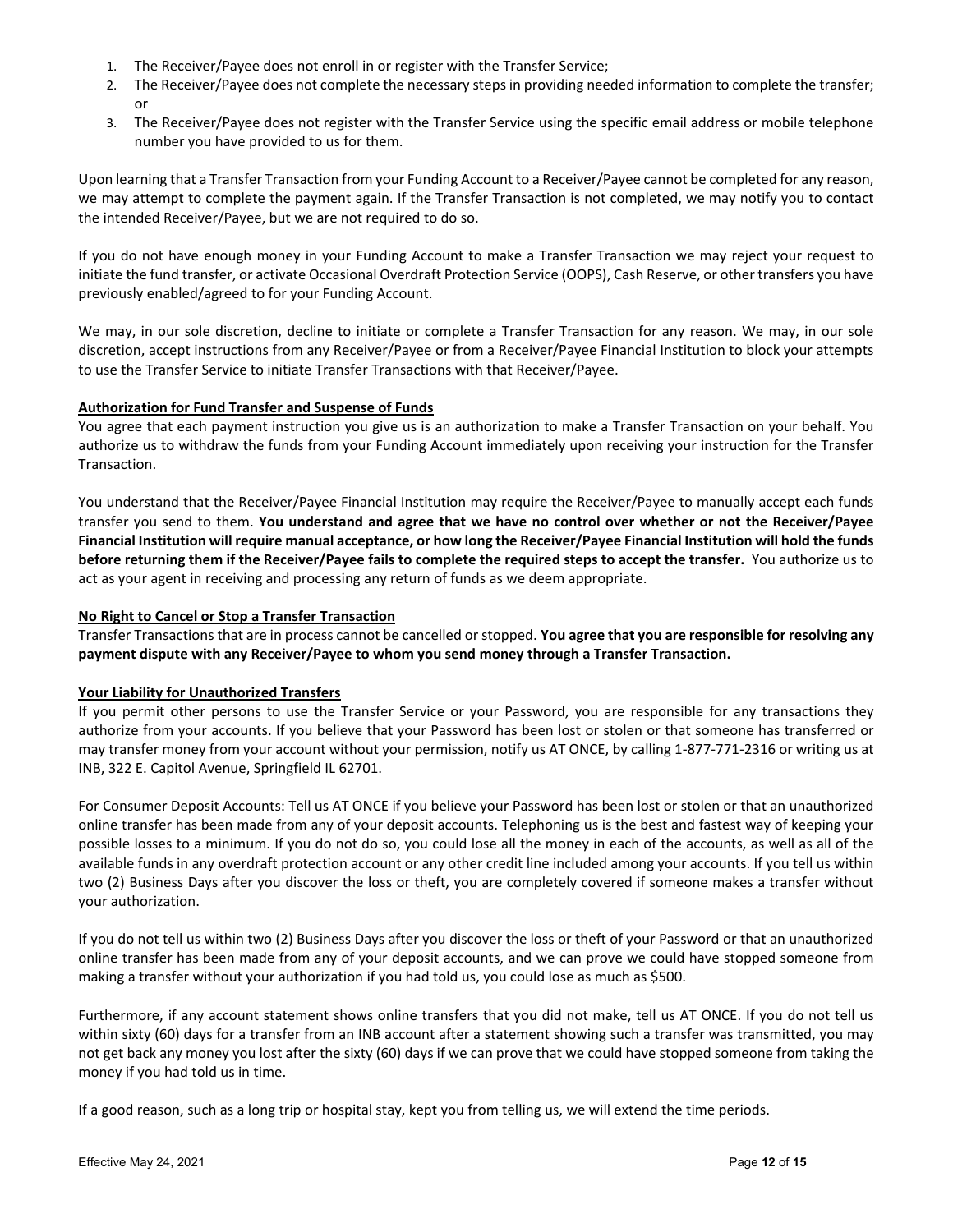1. The Receiver/Payee does not enroll in or register with the Transfer Service;
2. The Receiver/Payee does not complete the necessary steps in providing needed information to complete the transfer; or
3. The Receiver/Payee does not register with the Transfer Service using the specific email address or mobile telephone number you have provided to us for them.

Upon learning that a Transfer Transaction from your Funding Account to a Receiver/Payee cannot be completed for any reason, we may attempt to complete the payment again. If the Transfer Transaction is not completed, we may notify you to contact the intended Receiver/Payee, but we are not required to do so.

If you do not have enough money in your Funding Account to make a Transfer Transaction we may reject your request to initiate the fund transfer, or activate Occasional Overdraft Protection Service (OOPS), Cash Reserve, or other transfers you have previously enabled/agreed to for your Funding Account.

We may, in our sole discretion, decline to initiate or complete a Transfer Transaction for any reason. We may, in our sole discretion, accept instructions from any Receiver/Payee or from a Receiver/Payee Financial Institution to block your attempts to use the Transfer Service to initiate Transfer Transactions with that Receiver/Payee.

**Authorization for Fund Transfer and Suspense of Funds**

You agree that each payment instruction you give us is an authorization to make a Transfer Transaction on your behalf. You authorize us to withdraw the funds from your Funding Account immediately upon receiving your instruction for the Transfer Transaction.

You understand that the Receiver/Payee Financial Institution may require the Receiver/Payee to manually accept each funds transfer you send to them. **You understand and agree that we have no control over whether or not the Receiver/Payee Financial Institution will require manual acceptance, or how long the Receiver/Payee Financial Institution will hold the funds before returning them if the Receiver/Payee fails to complete the required steps to accept the transfer.** You authorize us to act as your agent in receiving and processing any return of funds as we deem appropriate.

**No Right to Cancel or Stop a Transfer Transaction**

Transfer Transactions that are in process cannot be cancelled or stopped. **You agree that you are responsible for resolving any payment dispute with any Receiver/Payee to whom you send money through a Transfer Transaction.**

**Your Liability for Unauthorized Transfers**

If you permit other persons to use the Transfer Service or your Password, you are responsible for any transactions they authorize from your accounts. If you believe that your Password has been lost or stolen or that someone has transferred or may transfer money from your account without your permission, notify us AT ONCE, by calling 1-877-771-2316 or writing us at INB, 322 E. Capitol Avenue, Springfield IL 62701.

For Consumer Deposit Accounts: Tell us AT ONCE if you believe your Password has been lost or stolen or that an unauthorized online transfer has been made from any of your deposit accounts. Telephoning us is the best and fastest way of keeping your possible losses to a minimum. If you do not do so, you could lose all the money in each of the accounts, as well as all of the available funds in any overdraft protection account or any other credit line included among your accounts. If you tell us within two (2) Business Days after you discover the loss or theft, you are completely covered if someone makes a transfer without your authorization.

If you do not tell us within two (2) Business Days after you discover the loss or theft of your Password or that an unauthorized online transfer has been made from any of your deposit accounts, and we can prove we could have stopped someone from making a transfer without your authorization if you had told us, you could lose as much as $500.

Furthermore, if any account statement shows online transfers that you did not make, tell us AT ONCE. If you do not tell us within sixty (60) days for a transfer from an INB account after a statement showing such a transfer was transmitted, you may not get back any money you lost after the sixty (60) days if we can prove that we could have stopped someone from taking the money if you had told us in time.

If a good reason, such as a long trip or hospital stay, kept you from telling us, we will extend the time periods.

Effective May 24, 2021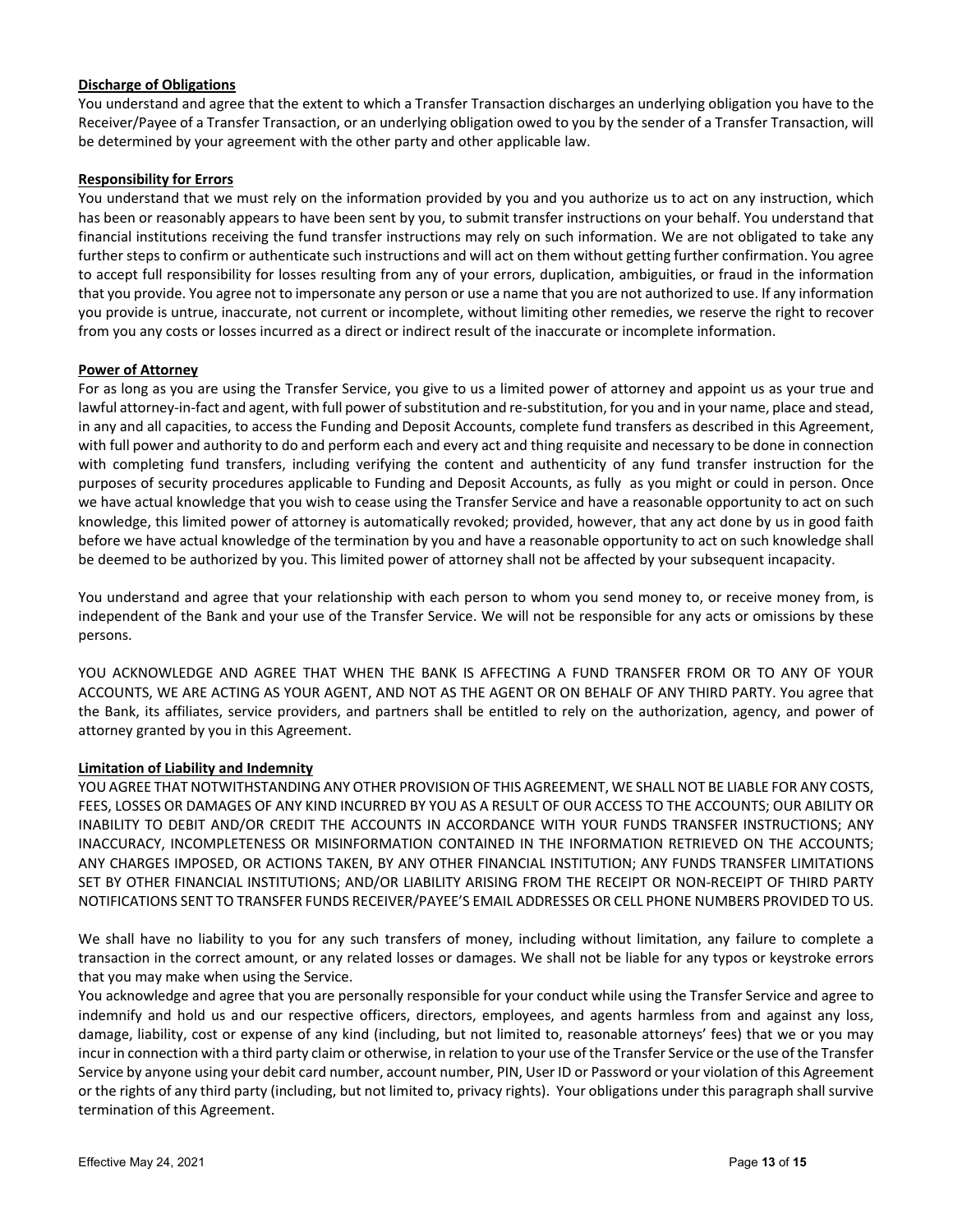**Discharge of Obligations**

You understand and agree that the extent to which a Transfer Transaction discharges an underlying obligation you have to the Receiver/Payee of a Transfer Transaction, or an underlying obligation owed to you by the sender of a Transfer Transaction, will be determined by your agreement with the other party and other applicable law.

**Responsibility for Errors**

You understand that we must rely on the information provided by you and you authorize us to act on any instruction, which has been or reasonably appears to have been sent by you, to submit transfer instructions on your behalf. You understand that financial institutions receiving the fund transfer instructions may rely on such information. We are not obligated to take any further steps to confirm or authenticate such instructions and will act on them without getting further confirmation. You agree to accept full responsibility for losses resulting from any of your errors, duplication, ambiguities, or fraud in the information that you provide. You agree not to impersonate any person or use a name that you are not authorized to use. If any information you provide is untrue, inaccurate, not current or incomplete, without limiting other remedies, we reserve the right to recover from you any costs or losses incurred as a direct or indirect result of the inaccurate or incomplete information.

**Power of Attorney**

For as long as you are using the Transfer Service, you give to us a limited power of attorney and appoint us as your true and lawful attorney-in-fact and agent, with full power of substitution and re-substitution, for you and in your name, place and stead, in any and all capacities, to access the Funding and Deposit Accounts, complete fund transfers as described in this Agreement, with full power and authority to do and perform each and every act and thing requisite and necessary to be done in connection with completing fund transfers, including verifying the content and authenticity of any fund transfer instruction for the purposes of security procedures applicable to Funding and Deposit Accounts, as fully as you might or could in person. Once we have actual knowledge that you wish to cease using the Transfer Service and have a reasonable opportunity to act on such knowledge, this limited power of attorney is automatically revoked; provided, however, that any act done by us in good faith before we have actual knowledge of the termination by you and have a reasonable opportunity to act on such knowledge shall be deemed to be authorized by you. This limited power of attorney shall not be affected by your subsequent incapacity.

You understand and agree that your relationship with each person to whom you send money to, or receive money from, is independent of the Bank and your use of the Transfer Service. We will not be responsible for any acts or omissions by these persons.

YOU ACKNOWLEDGE AND AGREE THAT WHEN THE BANK IS AFFECTING A FUND TRANSFER FROM OR TO ANY OF YOUR ACCOUNTS, WE ARE ACTING AS YOUR AGENT, AND NOT AS THE AGENT OR ON BEHALF OF ANY THIRD PARTY. You agree that the Bank, its affiliates, service providers, and partners shall be entitled to rely on the authorization, agency, and power of attorney granted by you in this Agreement.

**Limitation of Liability and Indemnity**

YOU AGREE THAT NOTWITHSTANDING ANY OTHER PROVISION OF THIS AGREEMENT, WE SHALL NOT BE LIABLE FOR ANY COSTS, FEES, LOSSES OR DAMAGES OF ANY KIND INCURRED BY YOU AS A RESULT OF OUR ACCESS TO THE ACCOUNTS; OUR ABILITY OR INABILITY TO DEBIT AND/OR CREDIT THE ACCOUNTS IN ACCORDANCE WITH YOUR FUNDS TRANSFER INSTRUCTIONS; ANY INACCURACY, INCOMPLETENESS OR MISINFORMATION CONTAINED IN THE INFORMATION RETRIEVED ON THE ACCOUNTS; ANY CHARGES IMPOSED, OR ACTIONS TAKEN, BY ANY OTHER FINANCIAL INSTITUTION; ANY FUNDS TRANSFER LIMITATIONS SET BY OTHER FINANCIAL INSTITUTIONS; AND/OR LIABILITY ARISING FROM THE RECEIPT OR NON-RECEIPT OF THIRD PARTY NOTIFICATIONS SENT TO TRANSFER FUNDS RECEIVER/PAYEE'S EMAIL ADDRESSES OR CELL PHONE NUMBERS PROVIDED TO US.

We shall have no liability to you for any such transfers of money, including without limitation, any failure to complete a transaction in the correct amount, or any related losses or damages. We shall not be liable for any typos or keystroke errors that you may make when using the Service.

You acknowledge and agree that you are personally responsible for your conduct while using the Transfer Service and agree to indemnify and hold us and our respective officers, directors, employees, and agents harmless from and against any loss, damage, liability, cost or expense of any kind (including, but not limited to, reasonable attorneys' fees) that we or you may incur in connection with a third party claim or otherwise, in relation to your use of the Transfer Service or the use of the Transfer Service by anyone using your debit card number, account number, PIN, User ID or Password or your violation of this Agreement or the rights of any third party (including, but not limited to, privacy rights). Your obligations under this paragraph shall survive termination of this Agreement.

Effective May 24, 2021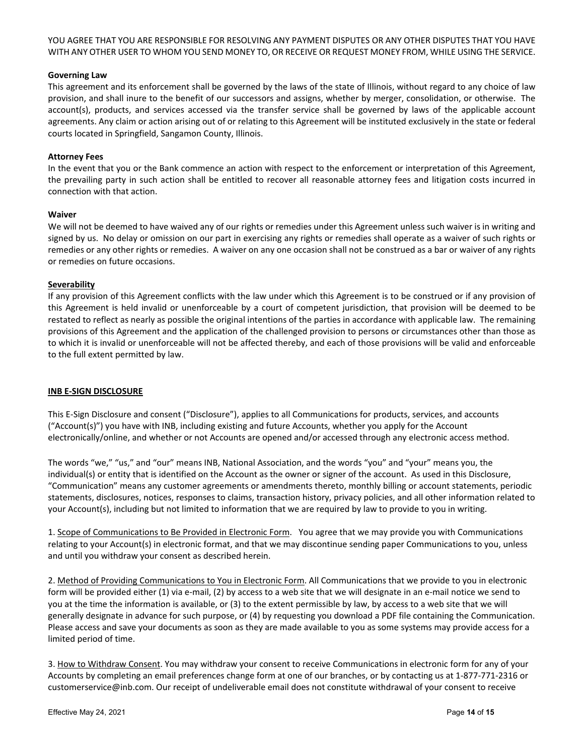YOU AGREE THAT YOU ARE RESPONSIBLE FOR RESOLVING ANY PAYMENT DISPUTES OR ANY OTHER DISPUTES THAT YOU HAVE WITH ANY OTHER USER TO WHOM YOU SEND MONEY TO, OR RECEIVE OR REQUEST MONEY FROM, WHILE USING THE SERVICE.

**Governing Law**

This agreement and its enforcement shall be governed by the laws of the state of Illinois, without regard to any choice of law provision, and shall inure to the benefit of our successors and assigns, whether by merger, consolidation, or otherwise. The account(s), products, and services accessed via the transfer service shall be governed by laws of the applicable account agreements. Any claim or action arising out of or relating to this Agreement will be instituted exclusively in the state or federal courts located in Springfield, Sangamon County, Illinois.

**Attorney Fees**

In the event that you or the Bank commence an action with respect to the enforcement or interpretation of this Agreement, the prevailing party in such action shall be entitled to recover all reasonable attorney fees and litigation costs incurred in connection with that action.

**Waiver**

We will not be deemed to have waived any of our rights or remedies under this Agreement unless such waiver is in writing and signed by us. No delay or omission on our part in exercising any rights or remedies shall operate as a waiver of such rights or remedies or any other rights or remedies. A waiver on any one occasion shall not be construed as a bar or waiver of any rights or remedies on future occasions.

**Severability**

If any provision of this Agreement conflicts with the law under which this Agreement is to be construed or if any provision of this Agreement is held invalid or unenforceable by a court of competent jurisdiction, that provision will be deemed to be restated to reflect as nearly as possible the original intentions of the parties in accordance with applicable law. The remaining provisions of this Agreement and the application of the challenged provision to persons or circumstances other than those as to which it is invalid or unenforceable will not be affected thereby, and each of those provisions will be valid and enforceable to the full extent permitted by law.

## INB E-SIGN DISCLOSURE

This E-Sign Disclosure and consent ("Disclosure"), applies to all Communications for products, services, and accounts ("Account(s)") you have with INB, including existing and future Accounts, whether you apply for the Account electronically/online, and whether or not Accounts are opened and/or accessed through any electronic access method.

The words "we," "us," and "our" means INB, National Association, and the words "you" and "your" means you, the individual(s) or entity that is identified on the Account as the owner or signer of the account. As used in this Disclosure, "Communication" means any customer agreements or amendments thereto, monthly billing or account statements, periodic statements, disclosures, notices, responses to claims, transaction history, privacy policies, and all other information related to your Account(s), including but not limited to information that we are required by law to provide to you in writing.

1. Scope of Communications to Be Provided in Electronic Form. You agree that we may provide you with Communications relating to your Account(s) in electronic format, and that we may discontinue sending paper Communications to you, unless and until you withdraw your consent as described herein.

2. Method of Providing Communications to You in Electronic Form. All Communications that we provide to you in electronic form will be provided either (1) via e-mail, (2) by access to a web site that we will designate in an e-mail notice we send to you at the time the information is available, or (3) to the extent permissible by law, by access to a web site that we will generally designate in advance for such purpose, or (4) by requesting you download a PDF file containing the Communication. Please access and save your documents as soon as they are made available to you as some systems may provide access for a limited period of time.

3. How to Withdraw Consent. You may withdraw your consent to receive Communications in electronic form for any of your Accounts by completing an email preferences change form at one of our branches, or by contacting us at 1-877-771-2316 or customerservice@inb.com. Our receipt of undeliverable email does not constitute withdrawal of your consent to receive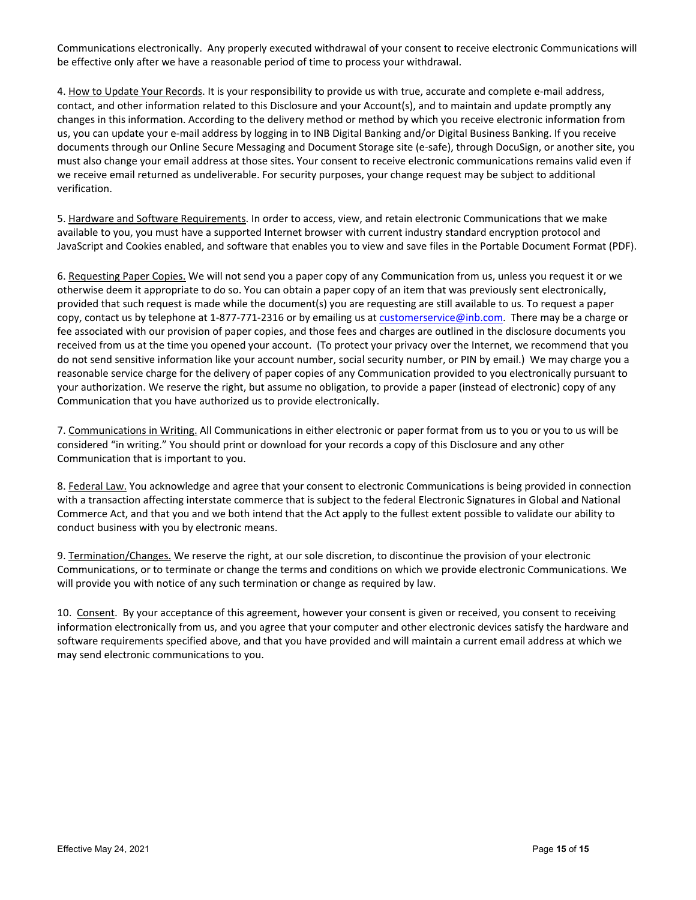Communications electronically. Any properly executed withdrawal of your consent to receive electronic Communications will be effective only after we have a reasonable period of time to process your withdrawal.

4. How to Update Your Records. It is your responsibility to provide us with true, accurate and complete e-mail address, contact, and other information related to this Disclosure and your Account(s), and to maintain and update promptly any changes in this information. According to the delivery method or method by which you receive electronic information from us, you can update your e-mail address by logging in to INB Digital Banking and/or Digital Business Banking. If you receive documents through our Online Secure Messaging and Document Storage site (e-safe), through DocuSign, or another site, you must also change your email address at those sites. Your consent to receive electronic communications remains valid even if we receive email returned as undeliverable. For security purposes, your change request may be subject to additional verification.

5. Hardware and Software Requirements. In order to access, view, and retain electronic Communications that we make available to you, you must have a supported Internet browser with current industry standard encryption protocol and JavaScript and Cookies enabled, and software that enables you to view and save files in the Portable Document Format (PDF).

6. Requesting Paper Copies. We will not send you a paper copy of any Communication from us, unless you request it or we otherwise deem it appropriate to do so. You can obtain a paper copy of an item that was previously sent electronically, provided that such request is made while the document(s) you are requesting are still available to us. To request a paper copy, contact us by telephone at 1-877-771-2316 or by emailing us at customerservice@inb.com. There may be a charge or fee associated with our provision of paper copies, and those fees and charges are outlined in the disclosure documents you received from us at the time you opened your account. (To protect your privacy over the Internet, we recommend that you do not send sensitive information like your account number, social security number, or PIN by email.) We may charge you a reasonable service charge for the delivery of paper copies of any Communication provided to you electronically pursuant to your authorization. We reserve the right, but assume no obligation, to provide a paper (instead of electronic) copy of any Communication that you have authorized us to provide electronically.

7. Communications in Writing. All Communications in either electronic or paper format from us to you or you to us will be considered "in writing." You should print or download for your records a copy of this Disclosure and any other Communication that is important to you.

8. Federal Law. You acknowledge and agree that your consent to electronic Communications is being provided in connection with a transaction affecting interstate commerce that is subject to the federal Electronic Signatures in Global and National Commerce Act, and that you and we both intend that the Act apply to the fullest extent possible to validate our ability to conduct business with you by electronic means.

9. Termination/Changes. We reserve the right, at our sole discretion, to discontinue the provision of your electronic Communications, or to terminate or change the terms and conditions on which we provide electronic Communications. We will provide you with notice of any such termination or change as required by law.

10. Consent. By your acceptance of this agreement, however your consent is given or received, you consent to receiving information electronically from us, and you agree that your computer and other electronic devices satisfy the hardware and software requirements specified above, and that you have provided and will maintain a current email address at which we may send electronic communications to you.

Effective May 24, 2021